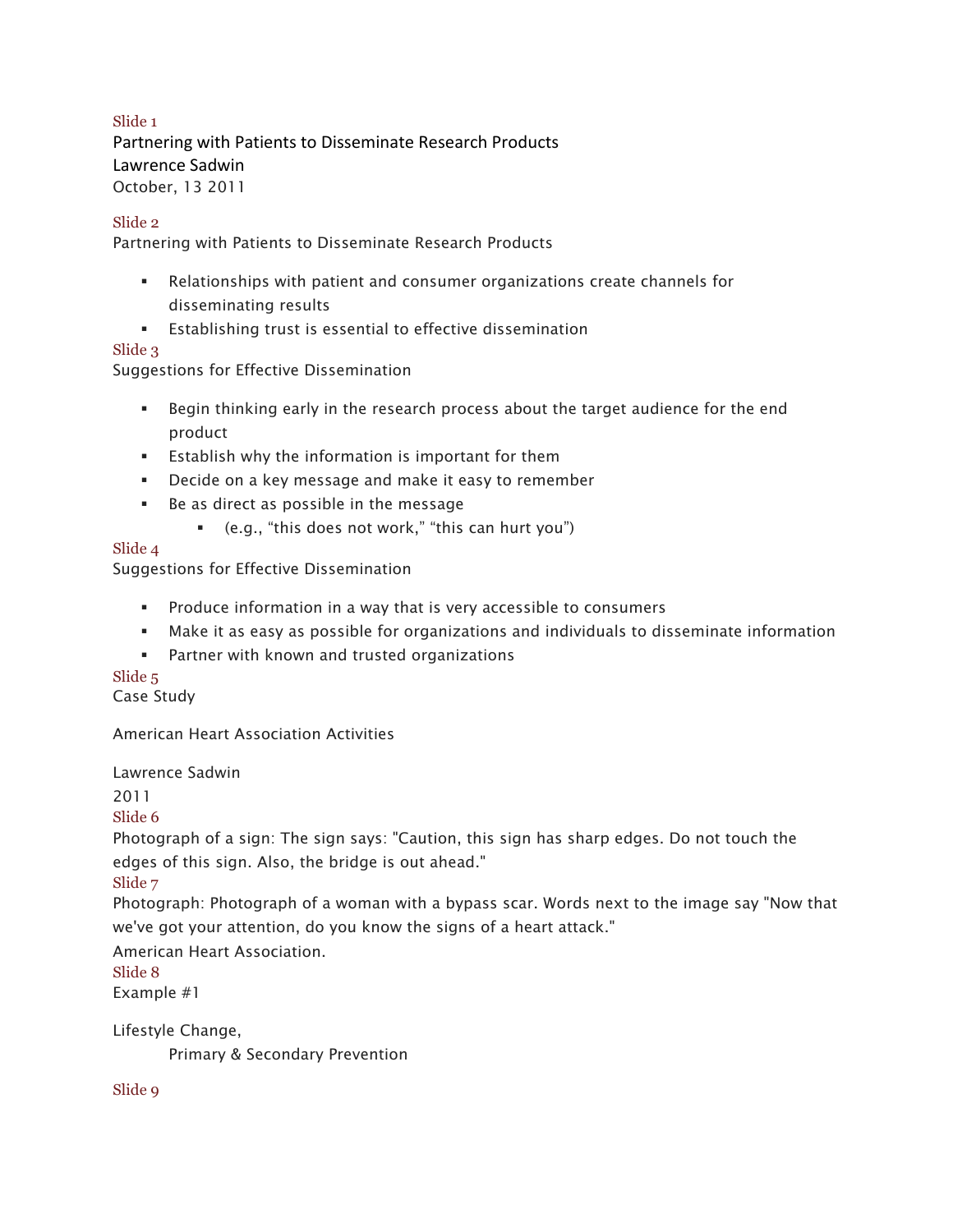Slide 1

# Partnering with Patients to Disseminate Research Products

Lawrence Sadwin

October, 13 2011

Slide 2

## Partnering with Patients to Disseminate Research Products

- Relationships with patient and consumer organizations create channels for disseminating results
- Establishing trust is essential to effective dissemination

Slide 3

## Suggestions for Effective Dissemination

- Begin thinking early in the research process about the target audience for the end product
- Establish why the information is important for them
- Decide on a key message and make it easy to remember
- Be as direct as possible in the message
  - (e.g., “this does not work,” “this can hurt you”)

Slide 4

## Suggestions for Effective Dissemination

- Produce information in a way that is very accessible to consumers
- Make it as easy as possible for organizations and individuals to disseminate information
- Partner with known and trusted organizations

Slide 5

## Case Study

American Heart Association Activities

Lawrence Sadwin

2011

Slide 6

Photograph of a sign: The sign says: "Caution, this sign has sharp edges. Do not touch the edges of this sign. Also, the bridge is out ahead."

Slide 7

Photograph: Photograph of a woman with a bypass scar. Words next to the image say "Now that we've got your attention, do you know the signs of a heart attack."

American Heart Association.

Slide 8

## Example #1

Lifestyle Change,

Primary & Secondary Prevention

Slide 9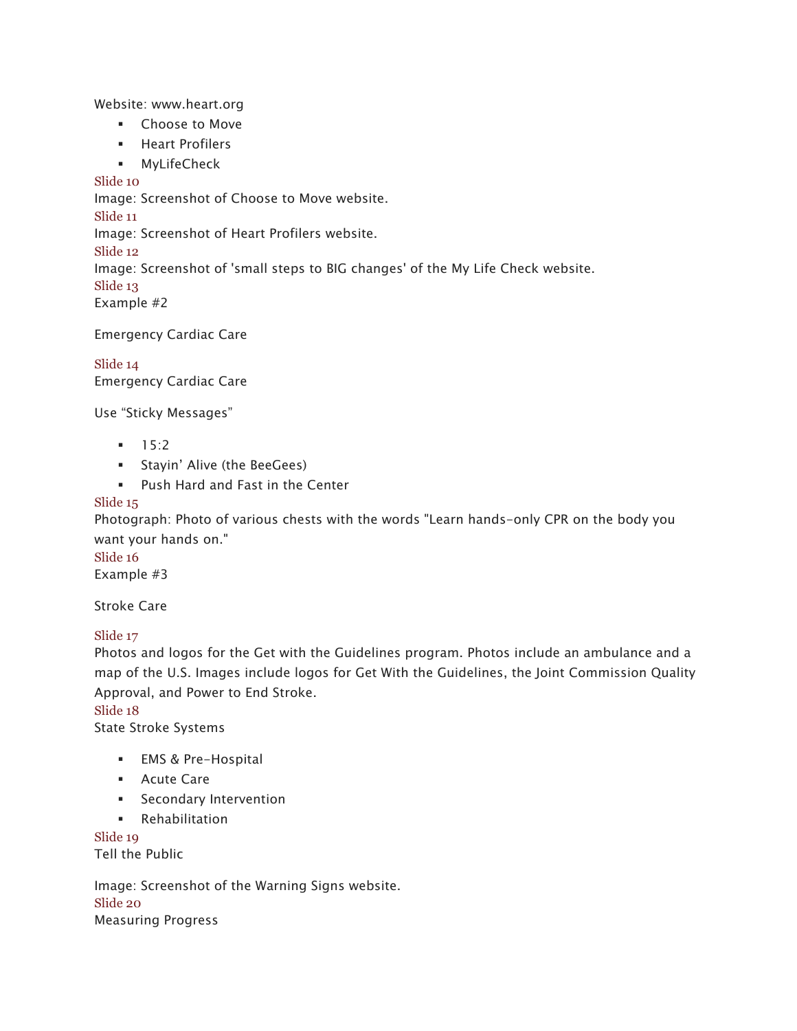Website: www.heart.org

- Choose to Move
- Heart Profilers
- MyLifeCheck

Slide 10

Image: Screenshot of Choose to Move website.

Slide 11

Image: Screenshot of Heart Profilers website.

Slide 12

Image: Screenshot of 'small steps to BIG changes' of the My Life Check website.

Slide 13

Example #2

Emergency Cardiac Care

Slide 14

Emergency Cardiac Care

Use “Sticky Messages”

- 15:2
- Stayin’ Alive (the BeeGees)
- Push Hard and Fast in the Center

Slide 15

Photograph: Photo of various chests with the words "Learn hands-only CPR on the body you want your hands on."

Slide 16

Example #3

Stroke Care

Slide 17

Photos and logos for the Get with the Guidelines program. Photos include an ambulance and a map of the U.S. Images include logos for Get With the Guidelines, the Joint Commission Quality Approval, and Power to End Stroke.

Slide 18

State Stroke Systems

- EMS & Pre-Hospital
- Acute Care
- Secondary Intervention
- Rehabilitation

Slide 19

Tell the Public

Image: Screenshot of the Warning Signs website.

Slide 20

Measuring Progress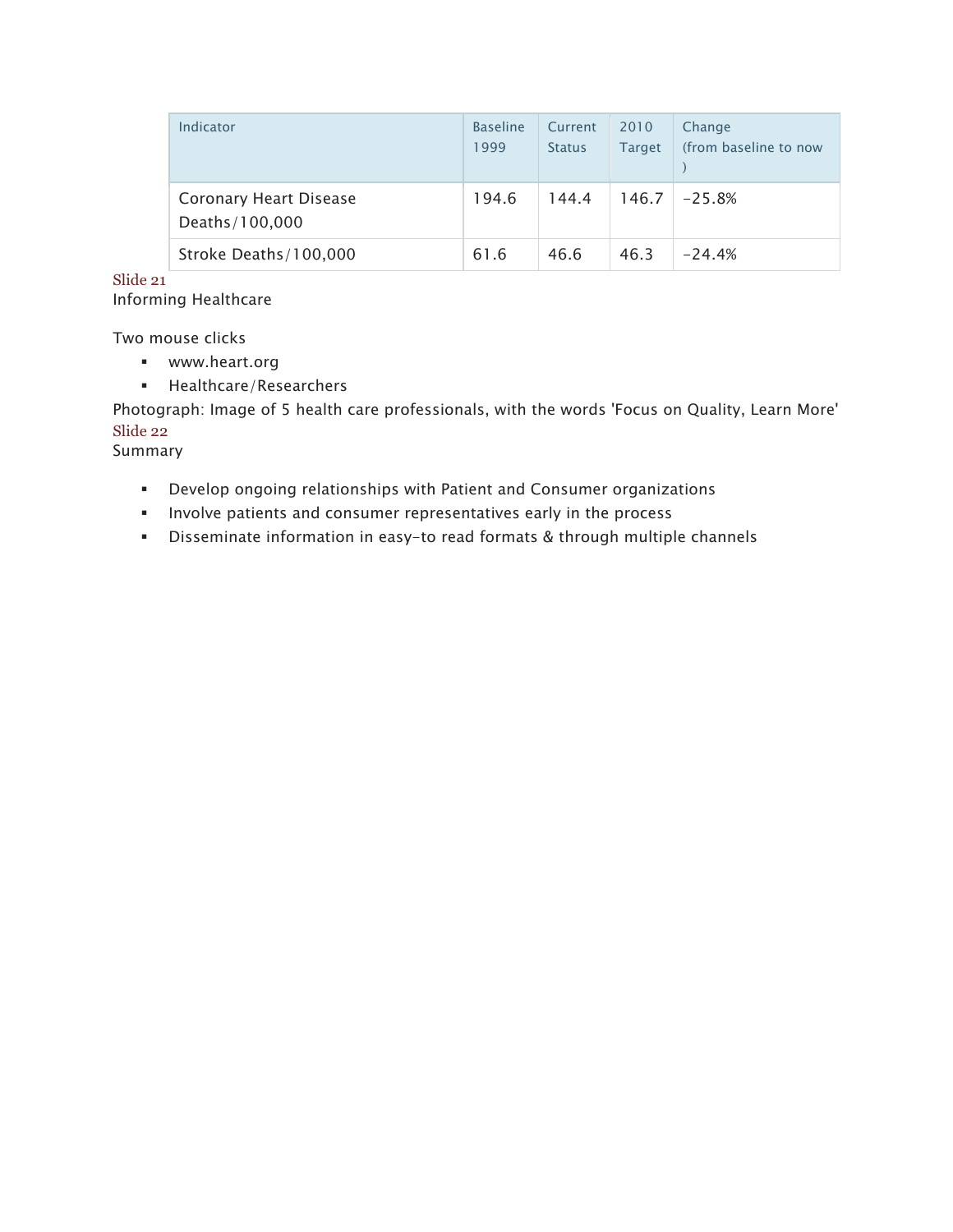| Indicator | Baseline 1999 | Current Status | 2010 Target | Change (from baseline to now ) |
|---|---|---|---|---|
| Coronary Heart Disease Deaths/100,000 | 194.6 | 144.4 | 146.7 | -25.8% |
| Stroke Deaths/100,000 | 61.6 | 46.6 | 46.3 | -24.4% |

Slide 21

Informing Healthcare

Two mouse clicks

- www.heart.org
- Healthcare/Researchers

Photograph: Image of 5 health care professionals, with the words 'Focus on Quality, Learn More'

Slide 22

Summary

- Develop ongoing relationships with Patient and Consumer organizations
- Involve patients and consumer representatives early in the process
- Disseminate information in easy-to read formats & through multiple channels